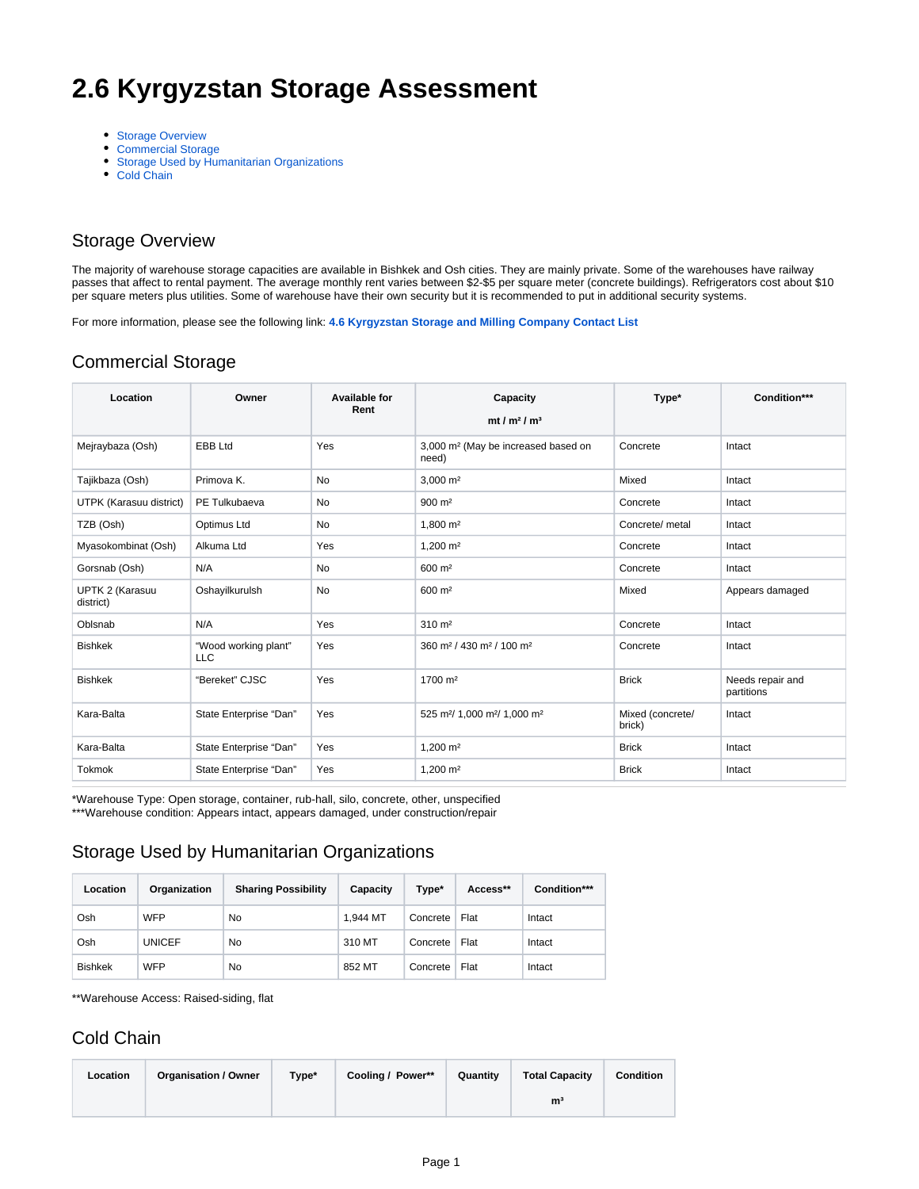# 2.6 Kyrgyzstan Storage Assessment

- Storage Overview
- Commercial Storage
- Storage Used by Humanitarian Organizations
- Cold Chain

## Storage Overview

The majority of warehouse storage capacities are available in Bishkek and Osh cities. They are mainly private. Some of the warehouses have railway passes that affect to rental payment. The average monthly rent varies between $2-$5 per square meter (concrete buildings). Refrigerators cost about $10 per square meters plus utilities. Some of warehouse have their own security but it is recommended to put in additional security systems.

For more information, please see the following link: **4.6 Kyrgyzstan Storage and Milling Company Contact List**

## Commercial Storage

| Location | Owner | Available for Rent | Capacity mt / m² / m³ | Type* | Condition*** |
|---|---|---|---|---|---|
| Mejraybaza (Osh) | EBB Ltd | Yes | 3,000 m² (May be increased based on need) | Concrete | Intact |
| Tajikbaza (Osh) | Primova K. | No | 3,000 m² | Mixed | Intact |
| UTPK (Karasuu district) | PE Tulkubaeva | No | 900 m² | Concrete | Intact |
| TZB (Osh) | Optimus Ltd | No | 1,800 m² | Concrete/ metal | Intact |
| Myasokombinat (Osh) | Alkuma Ltd | Yes | 1,200 m² | Concrete | Intact |
| Gorsnab (Osh) | N/A | No | 600 m² | Concrete | Intact |
| UPTK 2 (Karasuu district) | Oshayilkurulsh | No | 600 m² | Mixed | Appears damaged |
| Oblsnab | N/A | Yes | 310 m² | Concrete | Intact |
| Bishkek | "Wood working plant" LLC | Yes | 360 m² / 430 m² / 100 m² | Concrete | Intact |
| Bishkek | "Bereket" CJSC | Yes | 1700 m² | Brick | Needs repair and partitions |
| Kara-Balta | State Enterprise "Dan" | Yes | 525 m²/ 1,000 m²/ 1,000 m² | Mixed (concrete/ brick) | Intact |
| Kara-Balta | State Enterprise "Dan" | Yes | 1,200 m² | Brick | Intact |
| Tokmok | State Enterprise "Dan" | Yes | 1,200 m² | Brick | Intact |

*Warehouse Type: Open storage, container, rub-hall, silo, concrete, other, unspecified
***Warehouse condition: Appears intact, appears damaged, under construction/repair

## Storage Used by Humanitarian Organizations

| Location | Organization | Sharing Possibility | Capacity | Type* | Access** | Condition*** |
|---|---|---|---|---|---|---|
| Osh | WFP | No | 1,944 MT | Concrete | Flat | Intact |
| Osh | UNICEF | No | 310 MT | Concrete | Flat | Intact |
| Bishkek | WFP | No | 852 MT | Concrete | Flat | Intact |

**Warehouse Access: Raised-siding, flat

## Cold Chain

| Location | Organisation / Owner | Type* | Cooling / Power** | Quantity | Total Capacity m³ | Condition |
|---|---|---|---|---|---|---|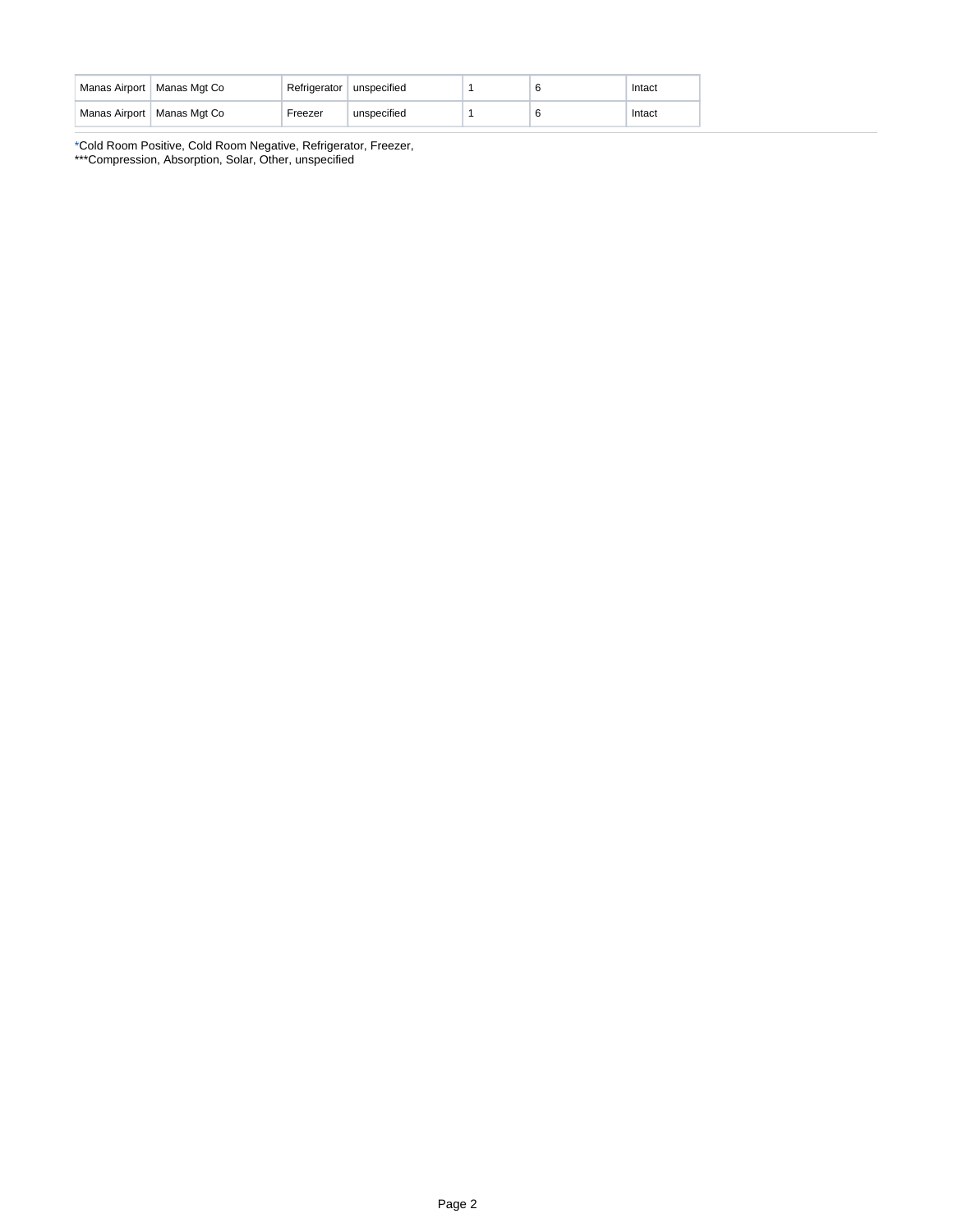| | | | | | | |
|---|---|---|---|---|---|---|
| Manas Airport | Manas Mgt Co | Refrigerator | unspecified | 1 | 6 | Intact |
| Manas Airport | Manas Mgt Co | Freezer | unspecified | 1 | 6 | Intact |

*Cold Room Positive, Cold Room Negative, Refrigerator, Freezer,
***Compression, Absorption, Solar, Other, unspecified